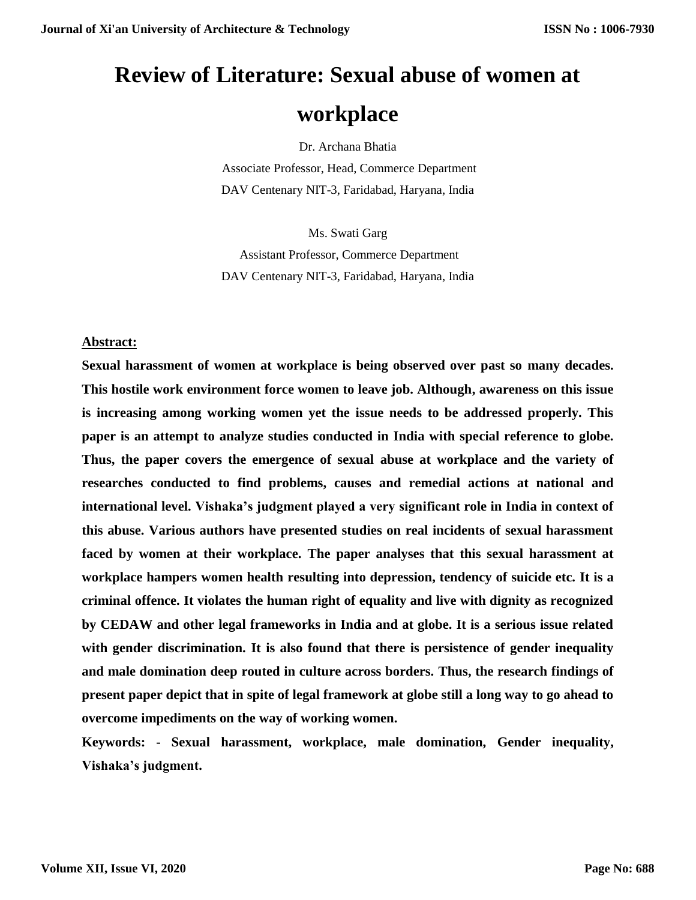# Review of Literature: Sexual abuse of women at workplace

Dr. Archana Bhatia

Associate Professor, Head, Commerce Department

DAV Centenary NIT-3, Faridabad, Haryana, India

Ms. Swati Garg

Assistant Professor, Commerce Department

DAV Centenary NIT-3, Faridabad, Haryana, India

## Abstract:

**Sexual harassment of women at workplace is being observed over past so many decades. This hostile work environment force women to leave job. Although, awareness on this issue is increasing among working women yet the issue needs to be addressed properly. This paper is an attempt to analyze studies conducted in India with special reference to globe. Thus, the paper covers the emergence of sexual abuse at workplace and the variety of researches conducted to find problems, causes and remedial actions at national and international level. Vishaka's judgment played a very significant role in India in context of this abuse. Various authors have presented studies on real incidents of sexual harassment faced by women at their workplace. The paper analyses that this sexual harassment at workplace hampers women health resulting into depression, tendency of suicide etc. It is a criminal offence. It violates the human right of equality and live with dignity as recognized by CEDAW and other legal frameworks in India and at globe. It is a serious issue related with gender discrimination. It is also found that there is persistence of gender inequality and male domination deep routed in culture across borders. Thus, the research findings of present paper depict that in spite of legal framework at globe still a long way to go ahead to overcome impediments on the way of working women.**

**Keywords: - Sexual harassment, workplace, male domination, Gender inequality, Vishaka's judgment.**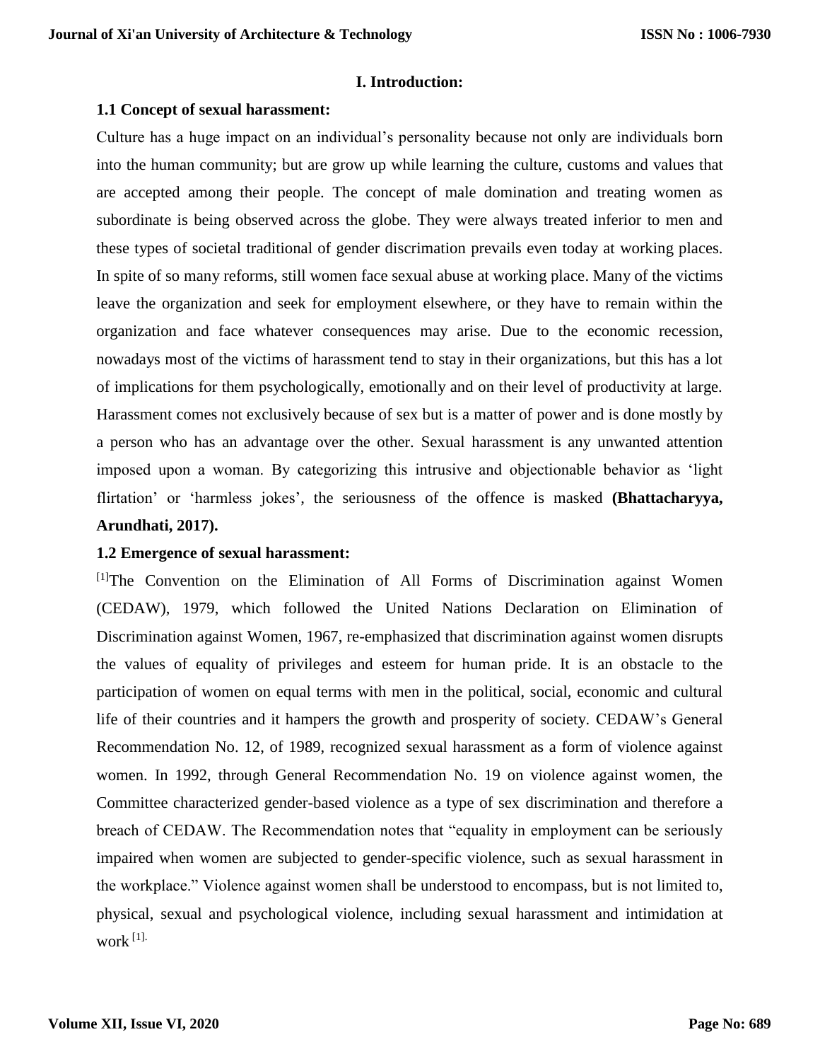# I. Introduction:

## 1.1 Concept of sexual harassment:

Culture has a huge impact on an individual's personality because not only are individuals born into the human community; but are grow up while learning the culture, customs and values that are accepted among their people. The concept of male domination and treating women as subordinate is being observed across the globe. They were always treated inferior to men and these types of societal traditional of gender discrimation prevails even today at working places. In spite of so many reforms, still women face sexual abuse at working place. Many of the victims leave the organization and seek for employment elsewhere, or they have to remain within the organization and face whatever consequences may arise. Due to the economic recession, nowadays most of the victims of harassment tend to stay in their organizations, but this has a lot of implications for them psychologically, emotionally and on their level of productivity at large. Harassment comes not exclusively because of sex but is a matter of power and is done mostly by a person who has an advantage over the other. Sexual harassment is any unwanted attention imposed upon a woman. By categorizing this intrusive and objectionable behavior as 'light flirtation' or 'harmless jokes', the seriousness of the offence is masked **(Bhattacharyya, Arundhati, 2017).**

## 1.2 Emergence of sexual harassment:

[1]The Convention on the Elimination of All Forms of Discrimination against Women (CEDAW), 1979, which followed the United Nations Declaration on Elimination of Discrimination against Women, 1967, re-emphasized that discrimination against women disrupts the values of equality of privileges and esteem for human pride. It is an obstacle to the participation of women on equal terms with men in the political, social, economic and cultural life of their countries and it hampers the growth and prosperity of society. CEDAW's General Recommendation No. 12, of 1989, recognized sexual harassment as a form of violence against women. In 1992, through General Recommendation No. 19 on violence against women, the Committee characterized gender-based violence as a type of sex discrimination and therefore a breach of CEDAW. The Recommendation notes that "equality in employment can be seriously impaired when women are subjected to gender-specific violence, such as sexual harassment in the workplace." Violence against women shall be understood to encompass, but is not limited to, physical, sexual and psychological violence, including sexual harassment and intimidation at work [1].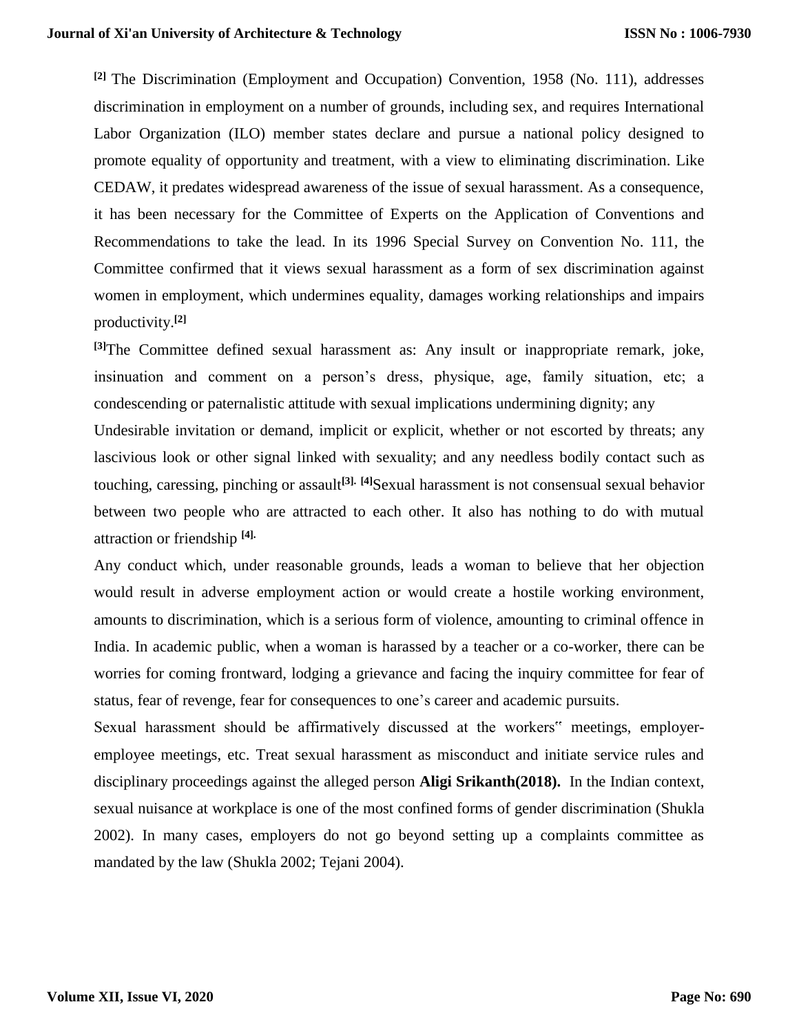[2] The Discrimination (Employment and Occupation) Convention, 1958 (No. 111), addresses discrimination in employment on a number of grounds, including sex, and requires International Labor Organization (ILO) member states declare and pursue a national policy designed to promote equality of opportunity and treatment, with a view to eliminating discrimination. Like CEDAW, it predates widespread awareness of the issue of sexual harassment. As a consequence, it has been necessary for the Committee of Experts on the Application of Conventions and Recommendations to take the lead. In its 1996 Special Survey on Convention No. 111, the Committee confirmed that it views sexual harassment as a form of sex discrimination against women in employment, which undermines equality, damages working relationships and impairs productivity.[2]

[3]The Committee defined sexual harassment as: Any insult or inappropriate remark, joke, insinuation and comment on a person's dress, physique, age, family situation, etc; a condescending or paternalistic attitude with sexual implications undermining dignity; any Undesirable invitation or demand, implicit or explicit, whether or not escorted by threats; any lascivious look or other signal linked with sexuality; and any needless bodily contact such as touching, caressing, pinching or assault[3]. [4]Sexual harassment is not consensual sexual behavior between two people who are attracted to each other. It also has nothing to do with mutual attraction or friendship [4].

Any conduct which, under reasonable grounds, leads a woman to believe that her objection would result in adverse employment action or would create a hostile working environment, amounts to discrimination, which is a serious form of violence, amounting to criminal offence in India. In academic public, when a woman is harassed by a teacher or a co-worker, there can be worries for coming frontward, lodging a grievance and facing the inquiry committee for fear of status, fear of revenge, fear for consequences to one's career and academic pursuits.

Sexual harassment should be affirmatively discussed at the workers‟ meetings, employer-employee meetings, etc. Treat sexual harassment as misconduct and initiate service rules and disciplinary proceedings against the alleged person **Aligi Srikanth(2018).** In the Indian context, sexual nuisance at workplace is one of the most confined forms of gender discrimination (Shukla 2002). In many cases, employers do not go beyond setting up a complaints committee as mandated by the law (Shukla 2002; Tejani 2004).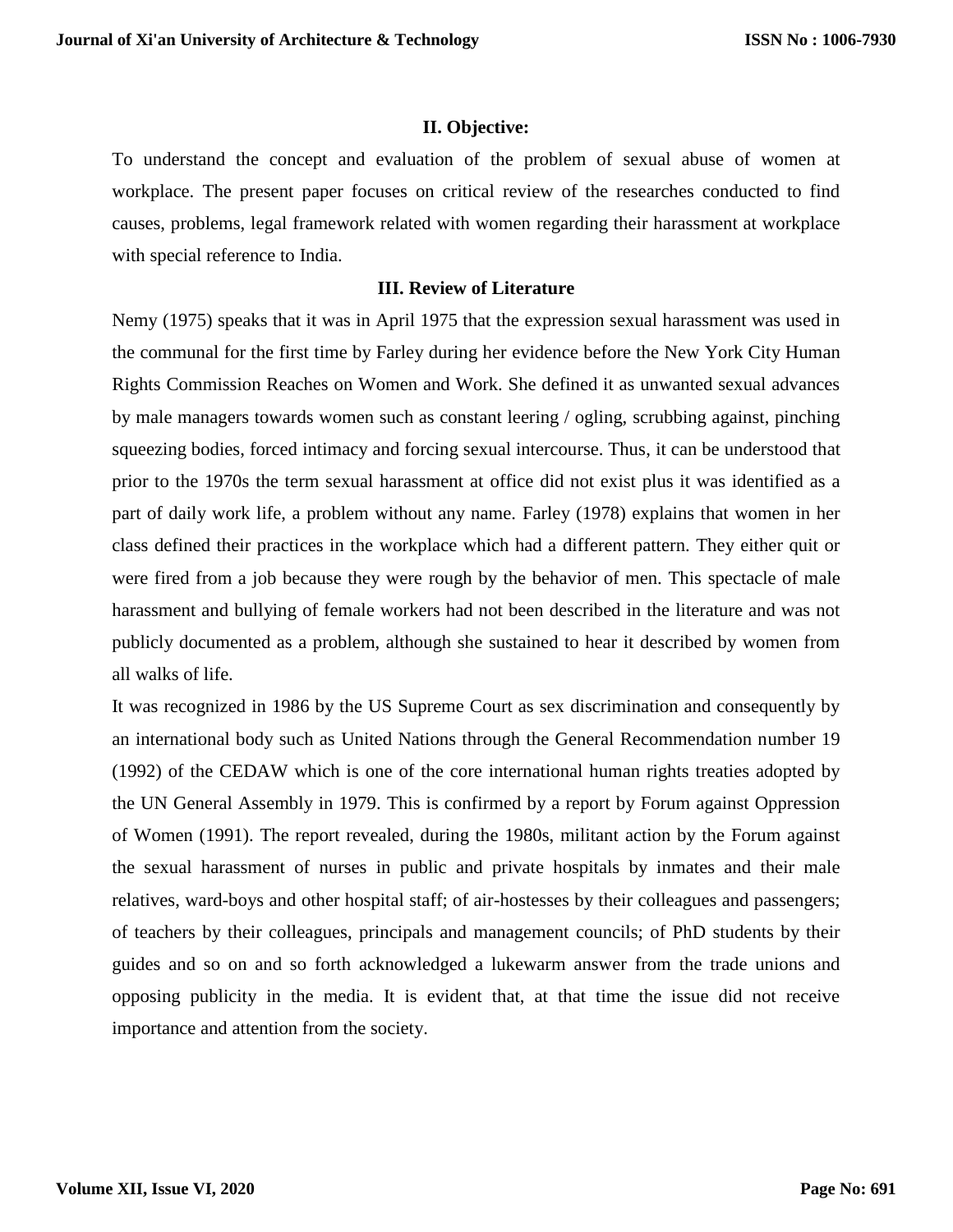## II. Objective:

To understand the concept and evaluation of the problem of sexual abuse of women at workplace. The present paper focuses on critical review of the researches conducted to find causes, problems, legal framework related with women regarding their harassment at workplace with special reference to India.

## III. Review of Literature

Nemy (1975) speaks that it was in April 1975 that the expression sexual harassment was used in the communal for the first time by Farley during her evidence before the New York City Human Rights Commission Reaches on Women and Work. She defined it as unwanted sexual advances by male managers towards women such as constant leering / ogling, scrubbing against, pinching squeezing bodies, forced intimacy and forcing sexual intercourse. Thus, it can be understood that prior to the 1970s the term sexual harassment at office did not exist plus it was identified as a part of daily work life, a problem without any name. Farley (1978) explains that women in her class defined their practices in the workplace which had a different pattern. They either quit or were fired from a job because they were rough by the behavior of men. This spectacle of male harassment and bullying of female workers had not been described in the literature and was not publicly documented as a problem, although she sustained to hear it described by women from all walks of life.

It was recognized in 1986 by the US Supreme Court as sex discrimination and consequently by an international body such as United Nations through the General Recommendation number 19 (1992) of the CEDAW which is one of the core international human rights treaties adopted by the UN General Assembly in 1979. This is confirmed by a report by Forum against Oppression of Women (1991). The report revealed, during the 1980s, militant action by the Forum against the sexual harassment of nurses in public and private hospitals by inmates and their male relatives, ward-boys and other hospital staff; of air-hostesses by their colleagues and passengers; of teachers by their colleagues, principals and management councils; of PhD students by their guides and so on and so forth acknowledged a lukewarm answer from the trade unions and opposing publicity in the media. It is evident that, at that time the issue did not receive importance and attention from the society.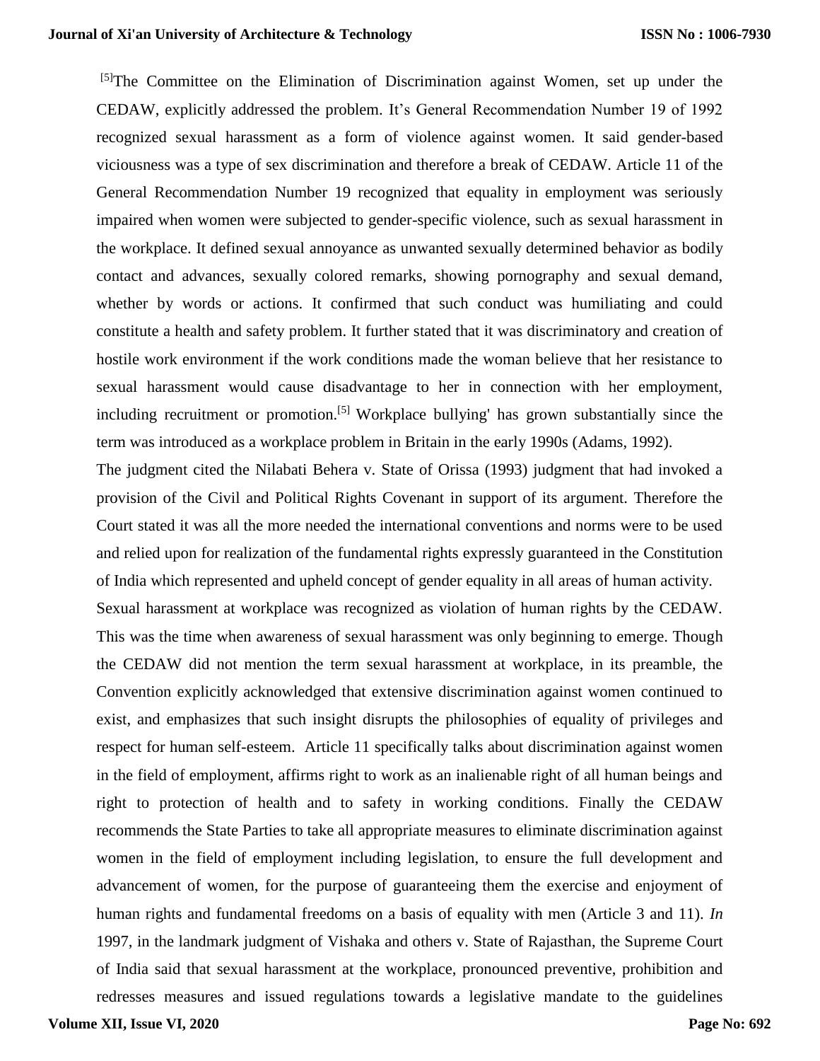[5]The Committee on the Elimination of Discrimination against Women, set up under the CEDAW, explicitly addressed the problem. It's General Recommendation Number 19 of 1992 recognized sexual harassment as a form of violence against women. It said gender-based viciousness was a type of sex discrimination and therefore a break of CEDAW. Article 11 of the General Recommendation Number 19 recognized that equality in employment was seriously impaired when women were subjected to gender-specific violence, such as sexual harassment in the workplace. It defined sexual annoyance as unwanted sexually determined behavior as bodily contact and advances, sexually colored remarks, showing pornography and sexual demand, whether by words or actions. It confirmed that such conduct was humiliating and could constitute a health and safety problem. It further stated that it was discriminatory and creation of hostile work environment if the work conditions made the woman believe that her resistance to sexual harassment would cause disadvantage to her in connection with her employment, including recruitment or promotion.[5] Workplace bullying' has grown substantially since the term was introduced as a workplace problem in Britain in the early 1990s (Adams, 1992).

The judgment cited the Nilabati Behera v. State of Orissa (1993) judgment that had invoked a provision of the Civil and Political Rights Covenant in support of its argument. Therefore the Court stated it was all the more needed the international conventions and norms were to be used and relied upon for realization of the fundamental rights expressly guaranteed in the Constitution of India which represented and upheld concept of gender equality in all areas of human activity.

Sexual harassment at workplace was recognized as violation of human rights by the CEDAW. This was the time when awareness of sexual harassment was only beginning to emerge. Though the CEDAW did not mention the term sexual harassment at workplace, in its preamble, the Convention explicitly acknowledged that extensive discrimination against women continued to exist, and emphasizes that such insight disrupts the philosophies of equality of privileges and respect for human self-esteem. Article 11 specifically talks about discrimination against women in the field of employment, affirms right to work as an inalienable right of all human beings and right to protection of health and to safety in working conditions. Finally the CEDAW recommends the State Parties to take all appropriate measures to eliminate discrimination against women in the field of employment including legislation, to ensure the full development and advancement of women, for the purpose of guaranteeing them the exercise and enjoyment of human rights and fundamental freedoms on a basis of equality with men (Article 3 and 11). *In* 1997, in the landmark judgment of Vishaka and others v. State of Rajasthan, the Supreme Court of India said that sexual harassment at the workplace, pronounced preventive, prohibition and redresses measures and issued regulations towards a legislative mandate to the guidelines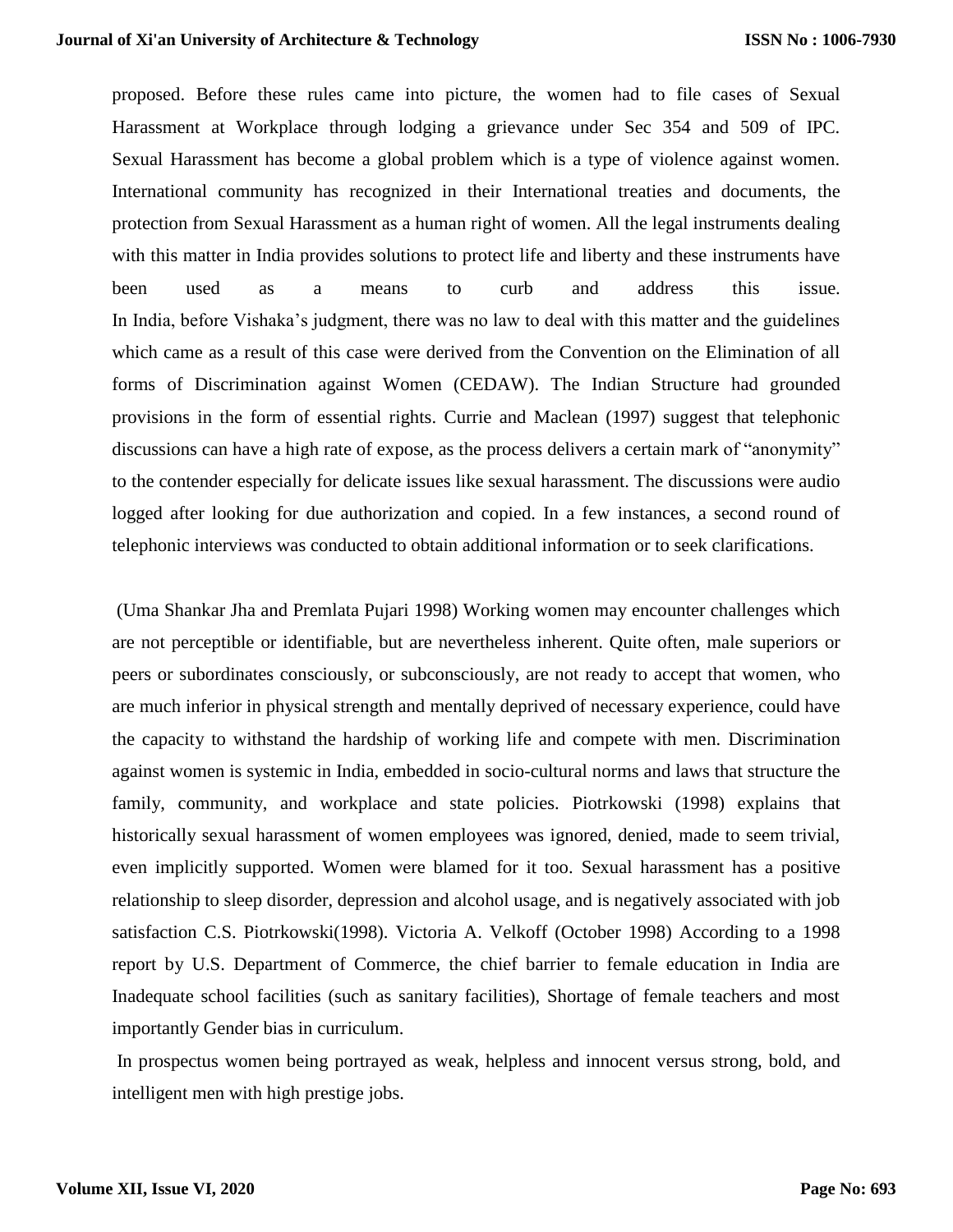proposed. Before these rules came into picture, the women had to file cases of Sexual Harassment at Workplace through lodging a grievance under Sec 354 and 509 of IPC. Sexual Harassment has become a global problem which is a type of violence against women. International community has recognized in their International treaties and documents, the protection from Sexual Harassment as a human right of women. All the legal instruments dealing with this matter in India provides solutions to protect life and liberty and these instruments have been used as a means to curb and address this issue.
In India, before Vishaka's judgment, there was no law to deal with this matter and the guidelines which came as a result of this case were derived from the Convention on the Elimination of all forms of Discrimination against Women (CEDAW). The Indian Structure had grounded provisions in the form of essential rights. Currie and Maclean (1997) suggest that telephonic discussions can have a high rate of expose, as the process delivers a certain mark of "anonymity" to the contender especially for delicate issues like sexual harassment. The discussions were audio logged after looking for due authorization and copied. In a few instances, a second round of telephonic interviews was conducted to obtain additional information or to seek clarifications.

(Uma Shankar Jha and Premlata Pujari 1998) Working women may encounter challenges which are not perceptible or identifiable, but are nevertheless inherent. Quite often, male superiors or peers or subordinates consciously, or subconsciously, are not ready to accept that women, who are much inferior in physical strength and mentally deprived of necessary experience, could have the capacity to withstand the hardship of working life and compete with men. Discrimination against women is systemic in India, embedded in socio-cultural norms and laws that structure the family, community, and workplace and state policies. Piotrkowski (1998) explains that historically sexual harassment of women employees was ignored, denied, made to seem trivial, even implicitly supported. Women were blamed for it too. Sexual harassment has a positive relationship to sleep disorder, depression and alcohol usage, and is negatively associated with job satisfaction C.S. Piotrkowski(1998). Victoria A. Velkoff (October 1998) According to a 1998 report by U.S. Department of Commerce, the chief barrier to female education in India are Inadequate school facilities (such as sanitary facilities), Shortage of female teachers and most importantly Gender bias in curriculum.

In prospectus women being portrayed as weak, helpless and innocent versus strong, bold, and intelligent men with high prestige jobs.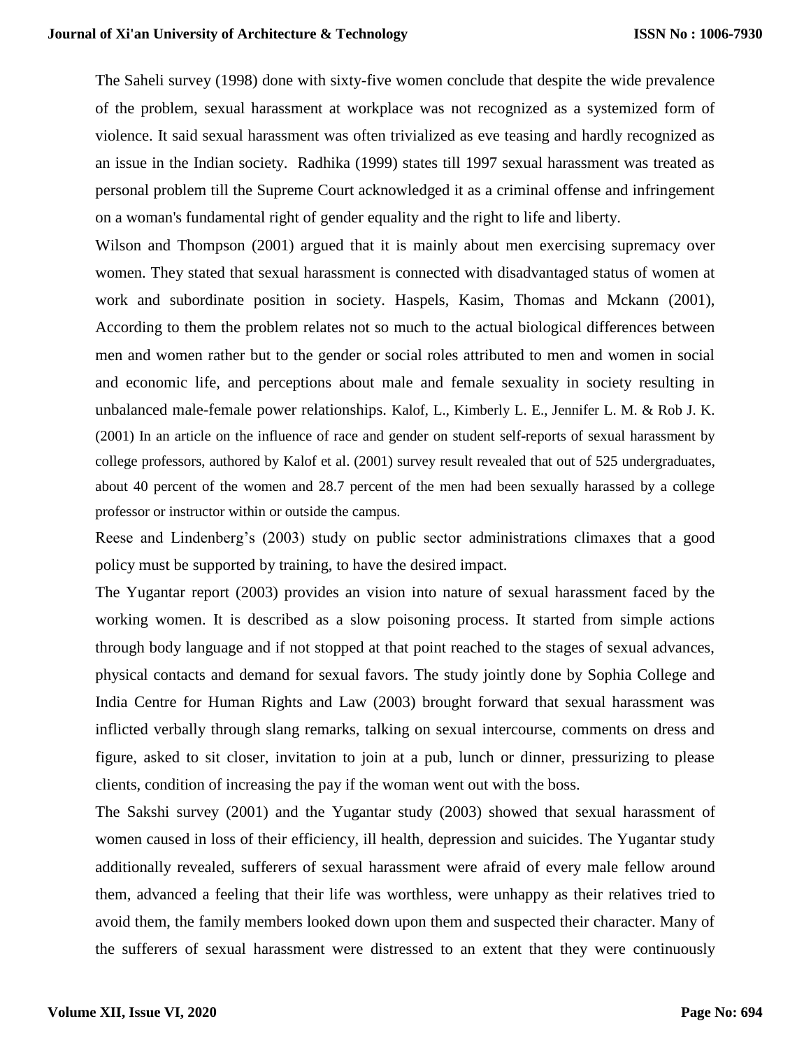The Saheli survey (1998) done with sixty-five women conclude that despite the wide prevalence of the problem, sexual harassment at workplace was not recognized as a systemized form of violence. It said sexual harassment was often trivialized as eve teasing and hardly recognized as an issue in the Indian society. Radhika (1999) states till 1997 sexual harassment was treated as personal problem till the Supreme Court acknowledged it as a criminal offense and infringement on a woman's fundamental right of gender equality and the right to life and liberty.

Wilson and Thompson (2001) argued that it is mainly about men exercising supremacy over women. They stated that sexual harassment is connected with disadvantaged status of women at work and subordinate position in society. Haspels, Kasim, Thomas and Mckann (2001), According to them the problem relates not so much to the actual biological differences between men and women rather but to the gender or social roles attributed to men and women in social and economic life, and perceptions about male and female sexuality in society resulting in unbalanced male-female power relationships. Kalof, L., Kimberly L. E., Jennifer L. M. & Rob J. K. (2001) In an article on the influence of race and gender on student self-reports of sexual harassment by college professors, authored by Kalof et al. (2001) survey result revealed that out of 525 undergraduates, about 40 percent of the women and 28.7 percent of the men had been sexually harassed by a college professor or instructor within or outside the campus.

Reese and Lindenberg's (2003) study on public sector administrations climaxes that a good policy must be supported by training, to have the desired impact.

The Yugantar report (2003) provides an vision into nature of sexual harassment faced by the working women. It is described as a slow poisoning process. It started from simple actions through body language and if not stopped at that point reached to the stages of sexual advances, physical contacts and demand for sexual favors. The study jointly done by Sophia College and India Centre for Human Rights and Law (2003) brought forward that sexual harassment was inflicted verbally through slang remarks, talking on sexual intercourse, comments on dress and figure, asked to sit closer, invitation to join at a pub, lunch or dinner, pressurizing to please clients, condition of increasing the pay if the woman went out with the boss.

The Sakshi survey (2001) and the Yugantar study (2003) showed that sexual harassment of women caused in loss of their efficiency, ill health, depression and suicides. The Yugantar study additionally revealed, sufferers of sexual harassment were afraid of every male fellow around them, advanced a feeling that their life was worthless, were unhappy as their relatives tried to avoid them, the family members looked down upon them and suspected their character. Many of the sufferers of sexual harassment were distressed to an extent that they were continuously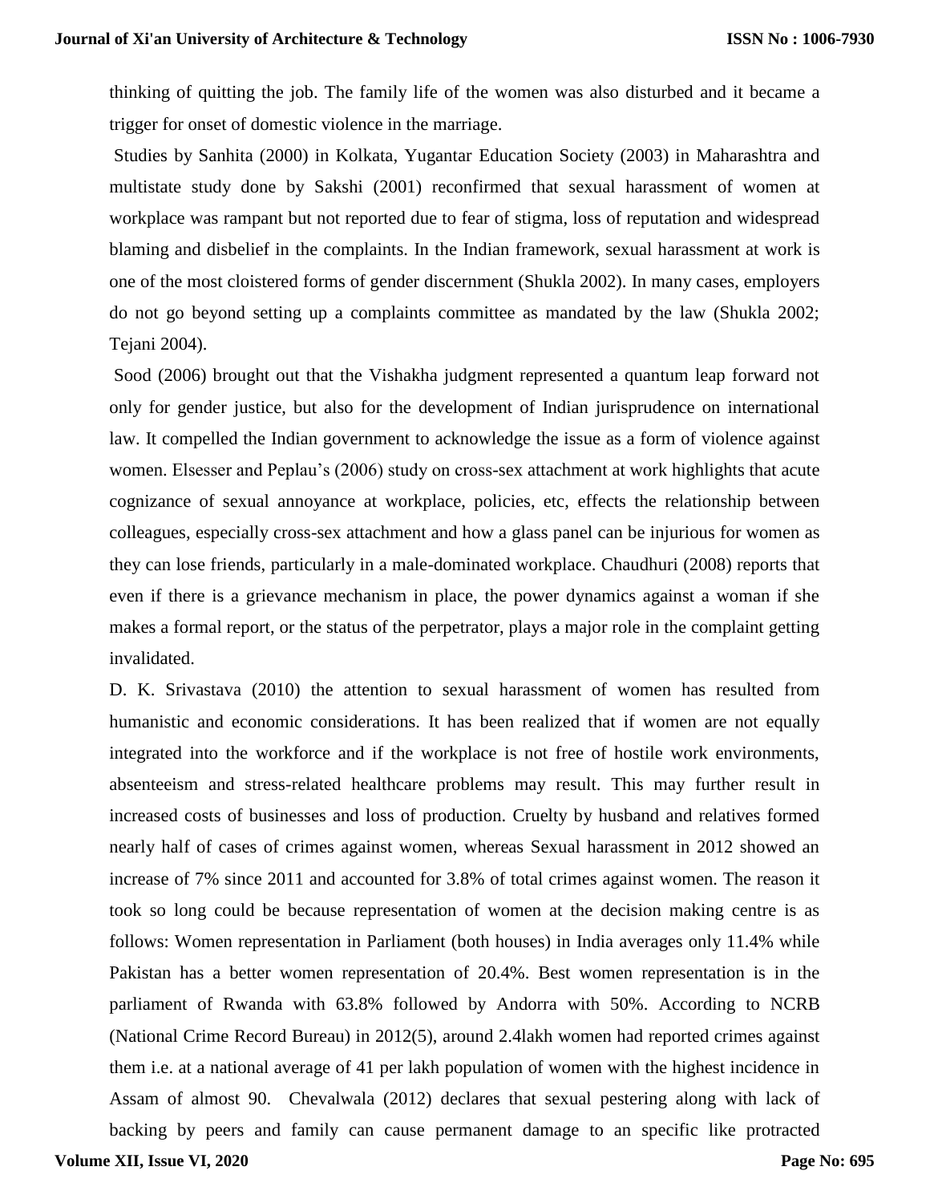thinking of quitting the job. The family life of the women was also disturbed and it became a trigger for onset of domestic violence in the marriage.

Studies by Sanhita (2000) in Kolkata, Yugantar Education Society (2003) in Maharashtra and multistate study done by Sakshi (2001) reconfirmed that sexual harassment of women at workplace was rampant but not reported due to fear of stigma, loss of reputation and widespread blaming and disbelief in the complaints. In the Indian framework, sexual harassment at work is one of the most cloistered forms of gender discernment (Shukla 2002). In many cases, employers do not go beyond setting up a complaints committee as mandated by the law (Shukla 2002; Tejani 2004).

Sood (2006) brought out that the Vishakha judgment represented a quantum leap forward not only for gender justice, but also for the development of Indian jurisprudence on international law. It compelled the Indian government to acknowledge the issue as a form of violence against women. Elsesser and Peplau's (2006) study on cross-sex attachment at work highlights that acute cognizance of sexual annoyance at workplace, policies, etc, effects the relationship between colleagues, especially cross-sex attachment and how a glass panel can be injurious for women as they can lose friends, particularly in a male-dominated workplace. Chaudhuri (2008) reports that even if there is a grievance mechanism in place, the power dynamics against a woman if she makes a formal report, or the status of the perpetrator, plays a major role in the complaint getting invalidated.

D. K. Srivastava (2010) the attention to sexual harassment of women has resulted from humanistic and economic considerations. It has been realized that if women are not equally integrated into the workforce and if the workplace is not free of hostile work environments, absenteeism and stress-related healthcare problems may result. This may further result in increased costs of businesses and loss of production. Cruelty by husband and relatives formed nearly half of cases of crimes against women, whereas Sexual harassment in 2012 showed an increase of 7% since 2011 and accounted for 3.8% of total crimes against women. The reason it took so long could be because representation of women at the decision making centre is as follows: Women representation in Parliament (both houses) in India averages only 11.4% while Pakistan has a better women representation of 20.4%. Best women representation is in the parliament of Rwanda with 63.8% followed by Andorra with 50%. According to NCRB (National Crime Record Bureau) in 2012(5), around 2.4lakh women had reported crimes against them i.e. at a national average of 41 per lakh population of women with the highest incidence in Assam of almost 90. Chevalwala (2012) declares that sexual pestering along with lack of backing by peers and family can cause permanent damage to an specific like protracted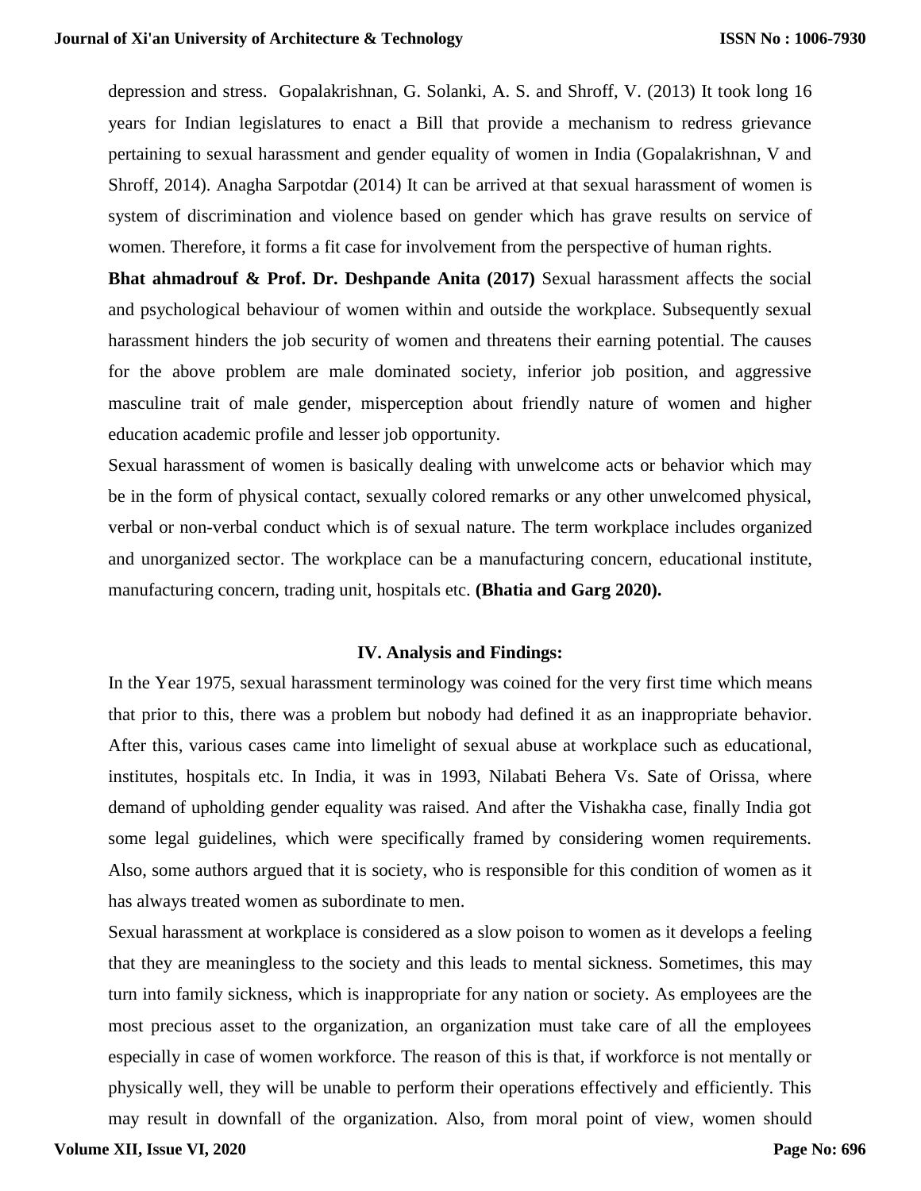depression and stress. Gopalakrishnan, G. Solanki, A. S. and Shroff, V. (2013) It took long 16 years for Indian legislatures to enact a Bill that provide a mechanism to redress grievance pertaining to sexual harassment and gender equality of women in India (Gopalakrishnan, V and Shroff, 2014). Anagha Sarpotdar (2014) It can be arrived at that sexual harassment of women is system of discrimination and violence based on gender which has grave results on service of women. Therefore, it forms a fit case for involvement from the perspective of human rights.

**Bhat ahmadrouf & Prof. Dr. Deshpande Anita (2017)** Sexual harassment affects the social and psychological behaviour of women within and outside the workplace. Subsequently sexual harassment hinders the job security of women and threatens their earning potential. The causes for the above problem are male dominated society, inferior job position, and aggressive masculine trait of male gender, misperception about friendly nature of women and higher education academic profile and lesser job opportunity.

Sexual harassment of women is basically dealing with unwelcome acts or behavior which may be in the form of physical contact, sexually colored remarks or any other unwelcomed physical, verbal or non-verbal conduct which is of sexual nature. The term workplace includes organized and unorganized sector. The workplace can be a manufacturing concern, educational institute, manufacturing concern, trading unit, hospitals etc. **(Bhatia and Garg 2020).**

## IV. Analysis and Findings:

In the Year 1975, sexual harassment terminology was coined for the very first time which means that prior to this, there was a problem but nobody had defined it as an inappropriate behavior. After this, various cases came into limelight of sexual abuse at workplace such as educational, institutes, hospitals etc. In India, it was in 1993, Nilabati Behera Vs. Sate of Orissa, where demand of upholding gender equality was raised. And after the Vishakha case, finally India got some legal guidelines, which were specifically framed by considering women requirements. Also, some authors argued that it is society, who is responsible for this condition of women as it has always treated women as subordinate to men.

Sexual harassment at workplace is considered as a slow poison to women as it develops a feeling that they are meaningless to the society and this leads to mental sickness. Sometimes, this may turn into family sickness, which is inappropriate for any nation or society. As employees are the most precious asset to the organization, an organization must take care of all the employees especially in case of women workforce. The reason of this is that, if workforce is not mentally or physically well, they will be unable to perform their operations effectively and efficiently. This may result in downfall of the organization. Also, from moral point of view, women should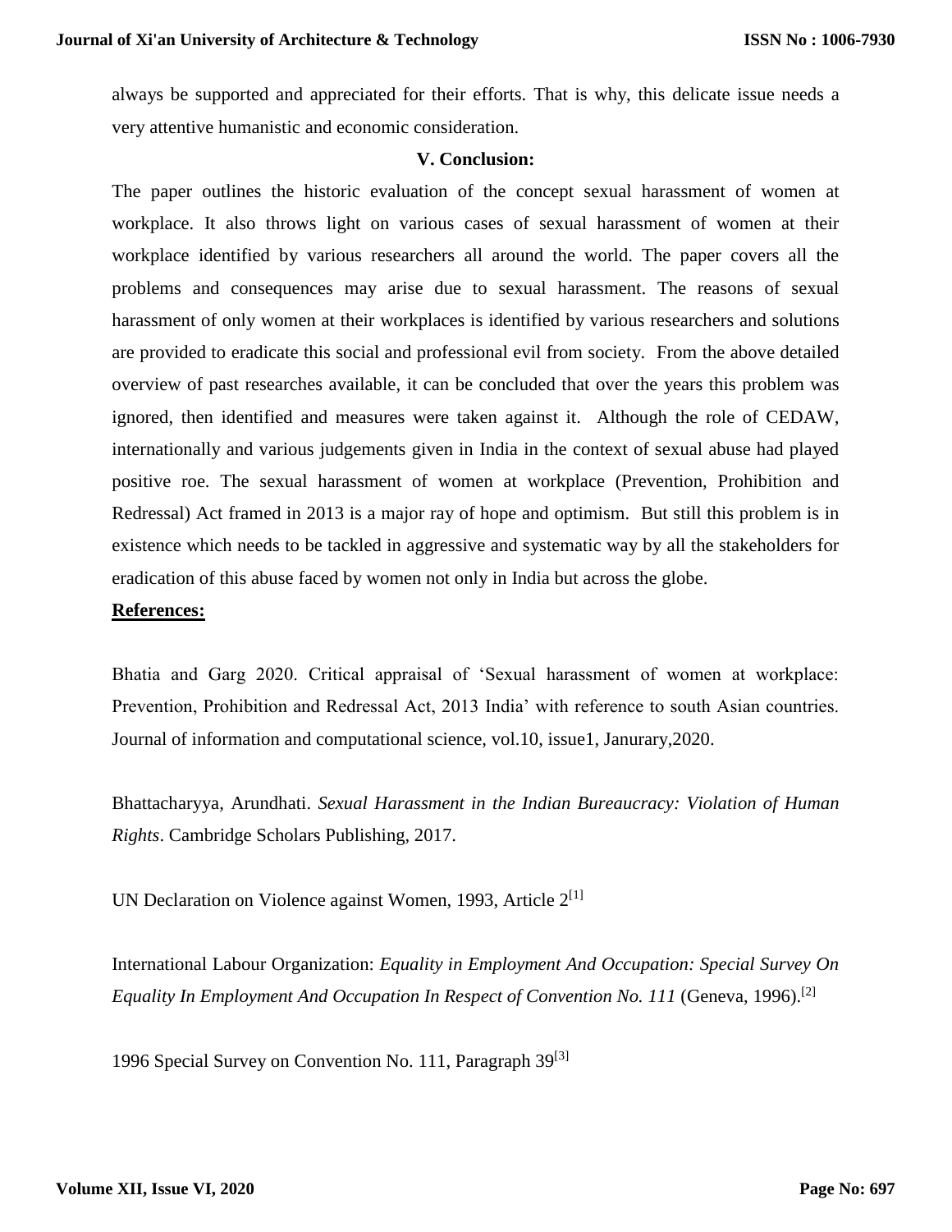always be supported and appreciated for their efforts. That is why, this delicate issue needs a very attentive humanistic and economic consideration.

## V. Conclusion:

The paper outlines the historic evaluation of the concept sexual harassment of women at workplace. It also throws light on various cases of sexual harassment of women at their workplace identified by various researchers all around the world. The paper covers all the problems and consequences may arise due to sexual harassment. The reasons of sexual harassment of only women at their workplaces is identified by various researchers and solutions are provided to eradicate this social and professional evil from society. From the above detailed overview of past researches available, it can be concluded that over the years this problem was ignored, then identified and measures were taken against it. Although the role of CEDAW, internationally and various judgements given in India in the context of sexual abuse had played positive roe. The sexual harassment of women at workplace (Prevention, Prohibition and Redressal) Act framed in 2013 is a major ray of hope and optimism. But still this problem is in existence which needs to be tackled in aggressive and systematic way by all the stakeholders for eradication of this abuse faced by women not only in India but across the globe.

## References:

Bhatia and Garg 2020. Critical appraisal of 'Sexual harassment of women at workplace: Prevention, Prohibition and Redressal Act, 2013 India' with reference to south Asian countries. Journal of information and computational science, vol.10, issue1, Janurary,2020.

Bhattacharyya, Arundhati. *Sexual Harassment in the Indian Bureaucracy: Violation of Human Rights*. Cambridge Scholars Publishing, 2017.

UN Declaration on Violence against Women, 1993, Article 2[1]

International Labour Organization: *Equality in Employment And Occupation: Special Survey On Equality In Employment And Occupation In Respect of Convention No. 111* (Geneva, 1996).[2]

1996 Special Survey on Convention No. 111, Paragraph 39[3]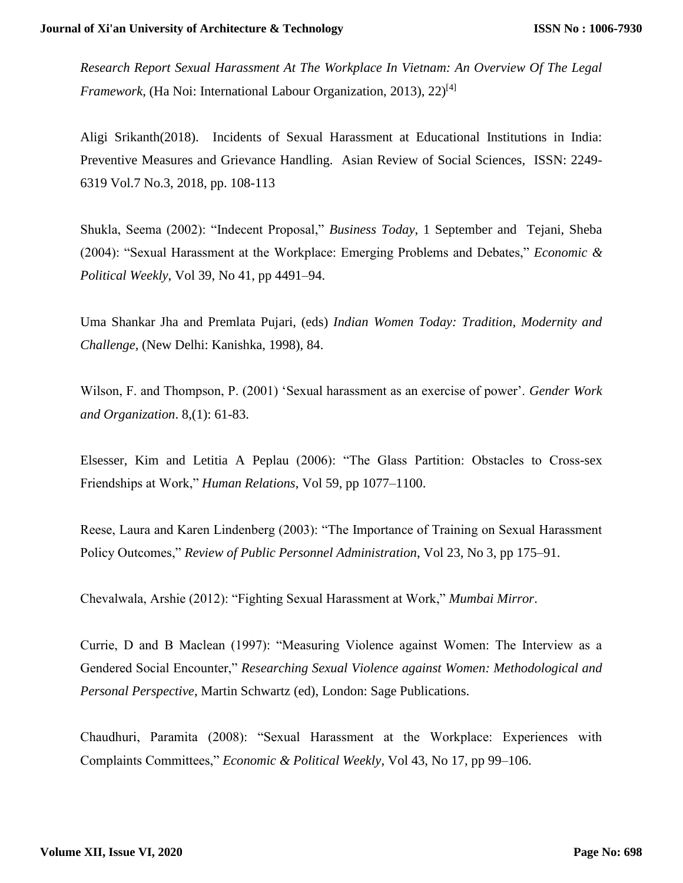*Research Report Sexual Harassment At The Workplace In Vietnam: An Overview Of The Legal Framework*, (Ha Noi: International Labour Organization, 2013), 22)[4]

Aligi Srikanth(2018). Incidents of Sexual Harassment at Educational Institutions in India: Preventive Measures and Grievance Handling. Asian Review of Social Sciences, ISSN: 2249-6319 Vol.7 No.3, 2018, pp. 108-113

Shukla, Seema (2002): "Indecent Proposal," *Business Today*, 1 September and Tejani, Sheba (2004): "Sexual Harassment at the Workplace: Emerging Problems and Debates," *Economic & Political Weekly*, Vol 39, No 41, pp 4491–94.

Uma Shankar Jha and Premlata Pujari, (eds) *Indian Women Today: Tradition, Modernity and Challenge,* (New Delhi: Kanishka, 1998), 84.

Wilson, F. and Thompson, P. (2001) 'Sexual harassment as an exercise of power'. *Gender Work and Organization*. 8,(1): 61-83.

Elsesser, Kim and Letitia A Peplau (2006): "The Glass Partition: Obstacles to Cross-sex Friendships at Work," *Human Relations*, Vol 59, pp 1077–1100.

Reese, Laura and Karen Lindenberg (2003): "The Importance of Training on Sexual Harassment Policy Outcomes," *Review of Public Personnel Administration*, Vol 23, No 3, pp 175–91.

Chevalwala, Arshie (2012): "Fighting Sexual Harassment at Work," *Mumbai Mirror*.

Currie, D and B Maclean (1997): "Measuring Violence against Women: The Interview as a Gendered Social Encounter," *Researching Sexual Violence against Women: Methodological and Personal Perspective*, Martin Schwartz (ed), London: Sage Publications.

Chaudhuri, Paramita (2008): "Sexual Harassment at the Workplace: Experiences with Complaints Committees," *Economic & Political Weekly*, Vol 43, No 17, pp 99–106.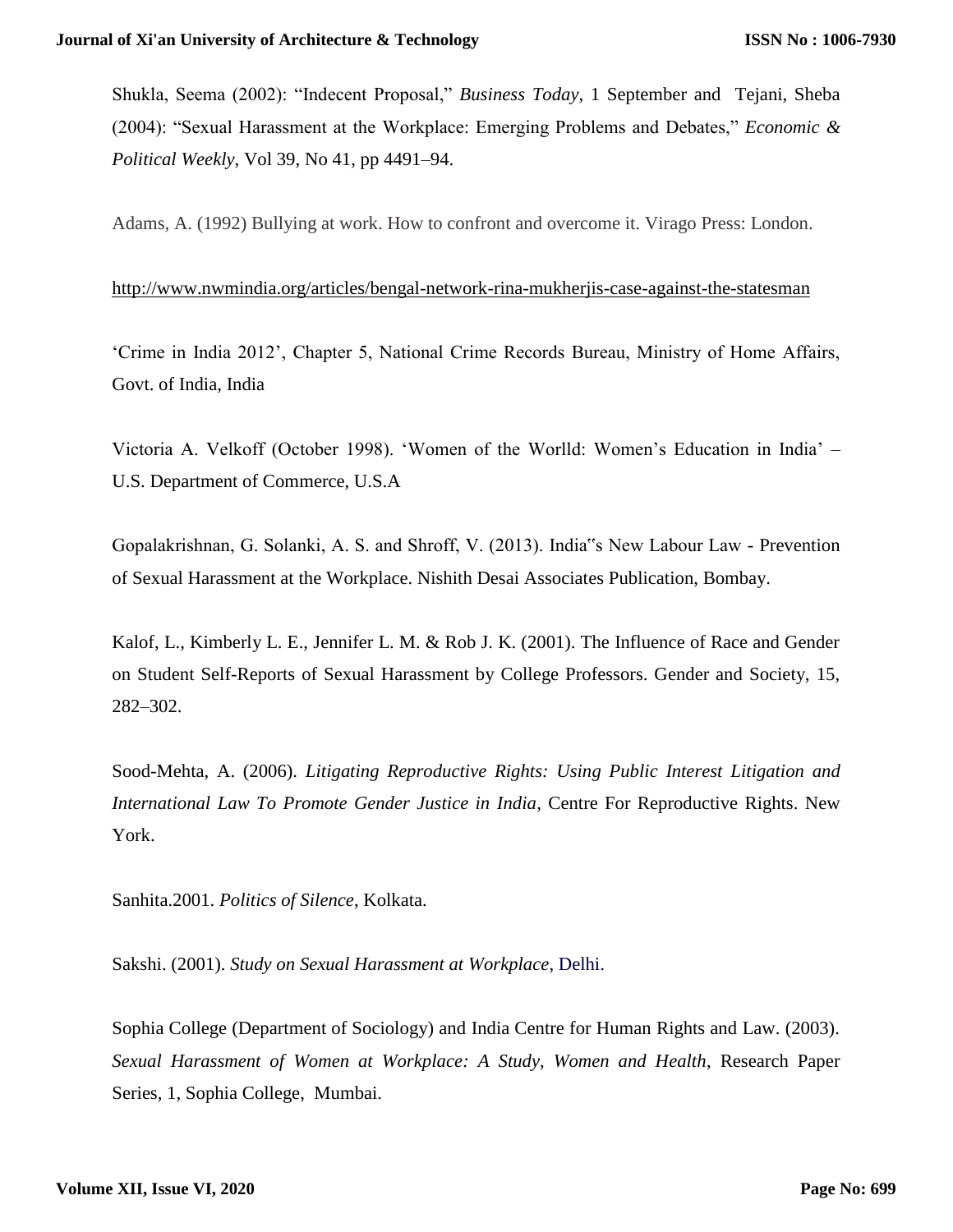Shukla, Seema (2002): "Indecent Proposal," *Business Today*, 1 September and Tejani, Sheba (2004): "Sexual Harassment at the Workplace: Emerging Problems and Debates," *Economic & Political Weekly*, Vol 39, No 41, pp 4491–94.

Adams, A. (1992) Bullying at work. How to confront and overcome it. Virago Press: London.

http://www.nwmindia.org/articles/bengal-network-rina-mukherjis-case-against-the-statesman

'Crime in India 2012', Chapter 5, National Crime Records Bureau, Ministry of Home Affairs, Govt. of India, India

Victoria A. Velkoff (October 1998). 'Women of the Worlld: Women's Education in India' – U.S. Department of Commerce, U.S.A

Gopalakrishnan, G. Solanki, A. S. and Shroff, V. (2013). India"s New Labour Law - Prevention of Sexual Harassment at the Workplace. Nishith Desai Associates Publication, Bombay.

Kalof, L., Kimberly L. E., Jennifer L. M. & Rob J. K. (2001). The Influence of Race and Gender on Student Self-Reports of Sexual Harassment by College Professors. Gender and Society, 15, 282–302.

Sood-Mehta, A. (2006). *Litigating Reproductive Rights: Using Public Interest Litigation and International Law To Promote Gender Justice in India*, Centre For Reproductive Rights. New York.

Sanhita.2001. *Politics of Silence*, Kolkata.

Sakshi. (2001). *Study on Sexual Harassment at Workplace*, Delhi.

Sophia College (Department of Sociology) and India Centre for Human Rights and Law. (2003). *Sexual Harassment of Women at Workplace: A Study, Women and Health*, Research Paper Series, 1, Sophia College, Mumbai.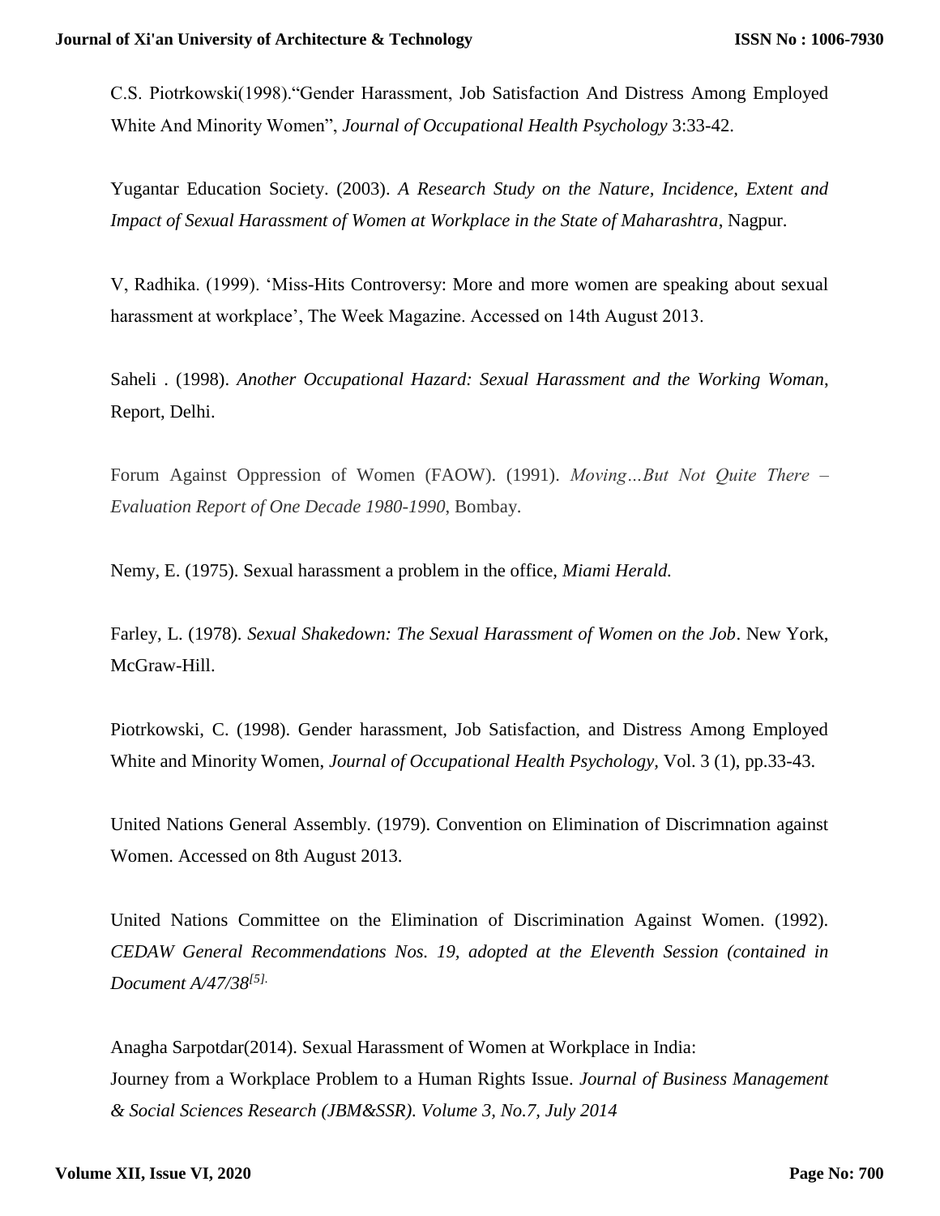C.S. Piotrkowski(1998).“Gender Harassment, Job Satisfaction And Distress Among Employed White And Minority Women”, *Journal of Occupational Health Psychology* 3:33-42.

Yugantar Education Society. (2003). *A Research Study on the Nature, Incidence, Extent and Impact of Sexual Harassment of Women at Workplace in the State of Maharashtra*, Nagpur.

V, Radhika. (1999). ‘Miss-Hits Controversy: More and more women are speaking about sexual harassment at workplace’, The Week Magazine. Accessed on 14th August 2013.

Saheli . (1998). *Another Occupational Hazard: Sexual Harassment and the Working Woman*, Report, Delhi.

Forum Against Oppression of Women (FAOW). (1991). *Moving…But Not Quite There – Evaluation Report of One Decade 1980-1990*, Bombay.

Nemy, E. (1975). Sexual harassment a problem in the office, *Miami Herald.*

Farley, L. (1978). *Sexual Shakedown: The Sexual Harassment of Women on the Job*. New York, McGraw-Hill.

Piotrkowski, C. (1998). Gender harassment, Job Satisfaction, and Distress Among Employed White and Minority Women, *Journal of Occupational Health Psychology,* Vol. 3 (1), pp.33-43.

United Nations General Assembly. (1979). Convention on Elimination of Discrimnation against Women. Accessed on 8th August 2013.

United Nations Committee on the Elimination of Discrimination Against Women. (1992). *CEDAW General Recommendations Nos. 19, adopted at the Eleventh Session (contained in Document A/47/38*[5].

Anagha Sarpotdar(2014). Sexual Harassment of Women at Workplace in India: Journey from a Workplace Problem to a Human Rights Issue. *Journal of Business Management & Social Sciences Research (JBM&SSR). Volume 3, No.7, July 2014*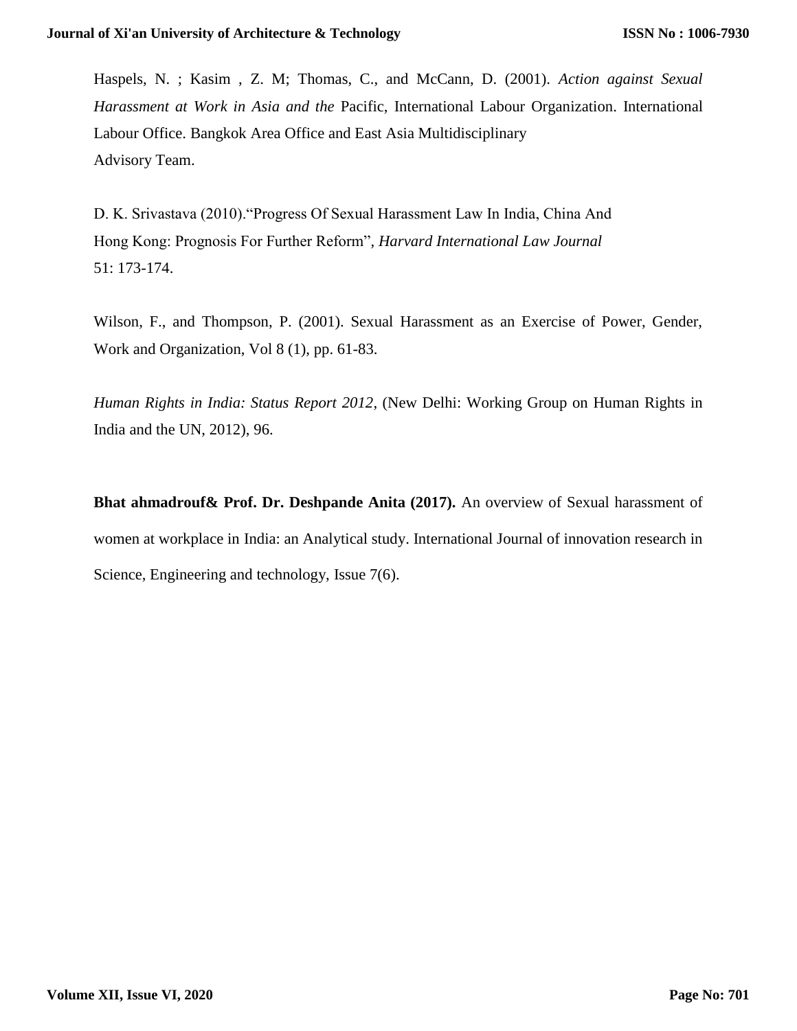Haspels, N. ; Kasim , Z. M; Thomas, C., and McCann, D. (2001). *Action against Sexual Harassment at Work in Asia and the* Pacific, International Labour Organization. International Labour Office. Bangkok Area Office and East Asia Multidisciplinary Advisory Team.

D. K. Srivastava (2010).“Progress Of Sexual Harassment Law In India, China And Hong Kong: Prognosis For Further Reform”, *Harvard International Law Journal* 51: 173-174.

Wilson, F., and Thompson, P. (2001). Sexual Harassment as an Exercise of Power, Gender, Work and Organization, Vol 8 (1), pp. 61-83.

*Human Rights in India: Status Report 2012*, (New Delhi: Working Group on Human Rights in India and the UN, 2012), 96.

**Bhat ahmadrouf& Prof. Dr. Deshpande Anita (2017).** An overview of Sexual harassment of women at workplace in India: an Analytical study. International Journal of innovation research in Science, Engineering and technology, Issue 7(6).